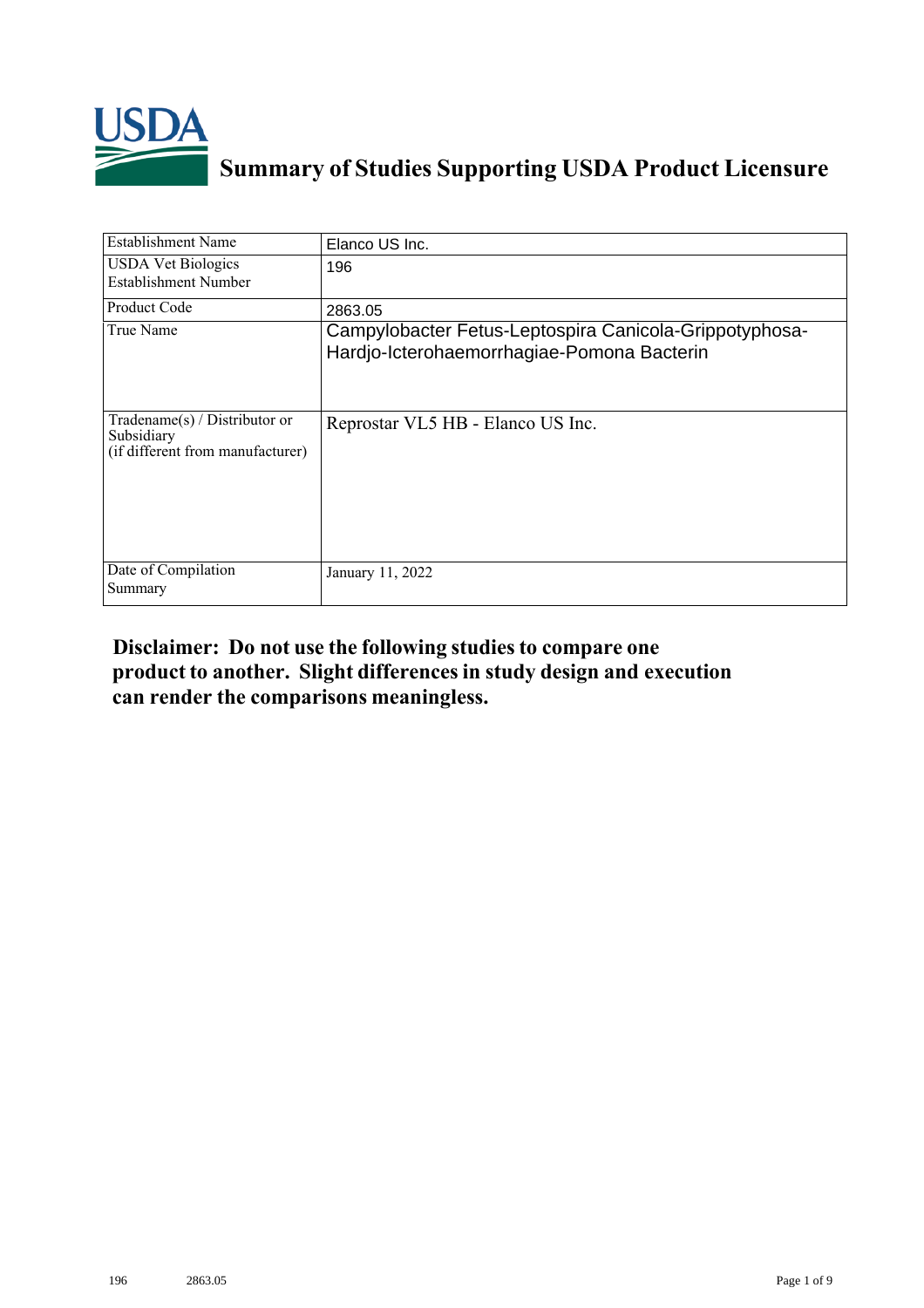# Summary of Studies Supporting USDA Product Licensure

| Establishment Name | Elanco US Inc. |
|---|---|
| USDA Vet Biologics Establishment Number | 196 |
| Product Code | 2863.05 |
| True Name | Campylobacter Fetus-Leptospira Canicola-Grippotyphosa-Hardjo-Icterohaemorrhagiae-Pomona Bacterin |
| Tradename(s) / Distributor or Subsidiary (if different from manufacturer) | Reprostar VL5 HB - Elanco US Inc. |
| Date of Compilation Summary | January 11, 2022 |

**Disclaimer: Do not use the following studies to compare one product to another. Slight differences in study design and execution can render the comparisons meaningless.**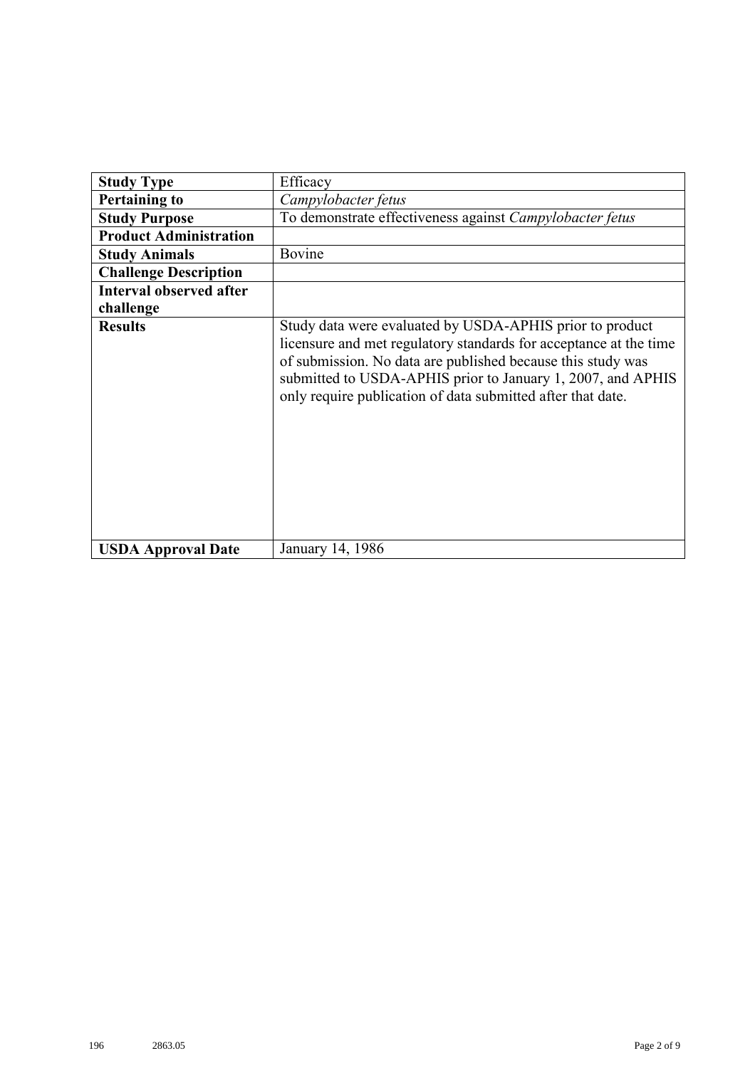| **Study Type** | Efficacy |
|---|---|
| **Pertaining to** | *Campylobacter fetus* |
| **Study Purpose** | To demonstrate effectiveness against *Campylobacter fetus* |
| **Product Administration** | |
| **Study Animals** | Bovine |
| **Challenge Description** | |
| **Interval observed after challenge** | |
| **Results** | Study data were evaluated by USDA-APHIS prior to product licensure and met regulatory standards for acceptance at the time of submission. No data are published because this study was submitted to USDA-APHIS prior to January 1, 2007, and APHIS only require publication of data submitted after that date. |
| **USDA Approval Date** | January 14, 1986 |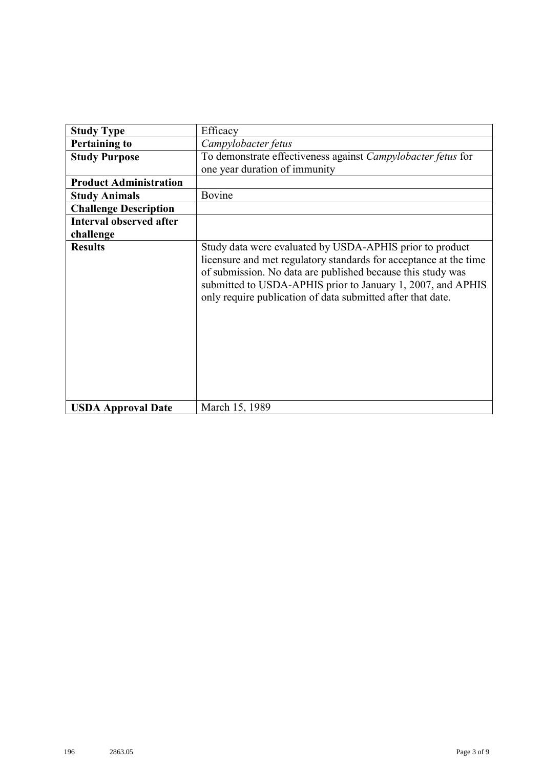| Study Type | Efficacy |
|---|---|
| Pertaining to | *Campylobacter fetus* |
| Study Purpose | To demonstrate effectiveness against *Campylobacter fetus* for one year duration of immunity |
| Product Administration | |
| Study Animals | Bovine |
| Challenge Description | |
| Interval observed after challenge | |
| Results | Study data were evaluated by USDA-APHIS prior to product licensure and met regulatory standards for acceptance at the time of submission. No data are published because this study was submitted to USDA-APHIS prior to January 1, 2007, and APHIS only require publication of data submitted after that date. |
| USDA Approval Date | March 15, 1989 |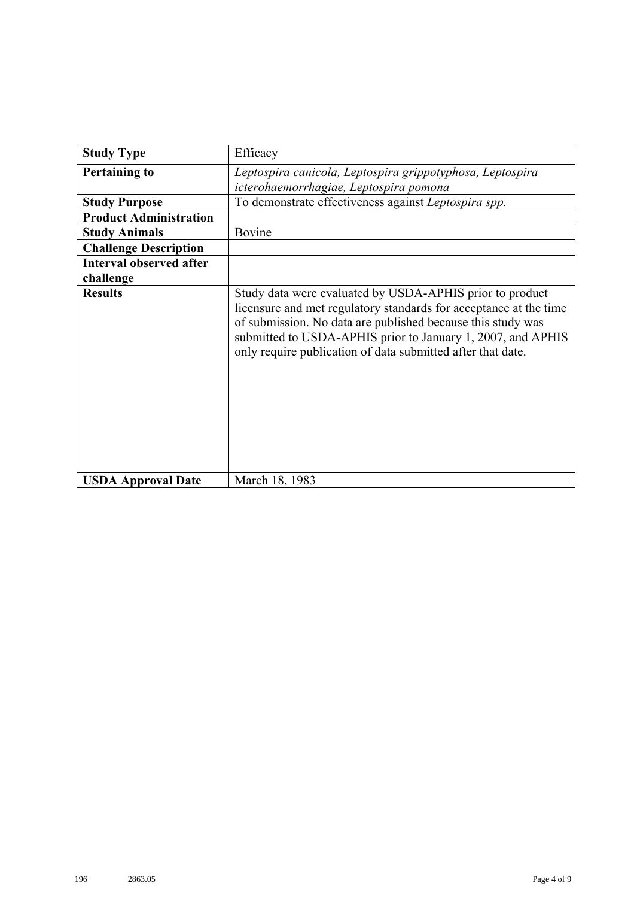| **Study Type** | Efficacy |
| --- | --- |
| **Pertaining to** | *Leptospira canicola, Leptospira grippotyphosa, Leptospira icterohaemorrhagiae, Leptospira pomona* |
| **Study Purpose** | To demonstrate effectiveness against *Leptospira spp.* |
| **Product Administration** | |
| **Study Animals** | Bovine |
| **Challenge Description** | |
| **Interval observed after challenge** | |
| **Results** | Study data were evaluated by USDA-APHIS prior to product licensure and met regulatory standards for acceptance at the time of submission. No data are published because this study was submitted to USDA-APHIS prior to January 1, 2007, and APHIS only require publication of data submitted after that date. |
| **USDA Approval Date** | March 18, 1983 |

196 2863.05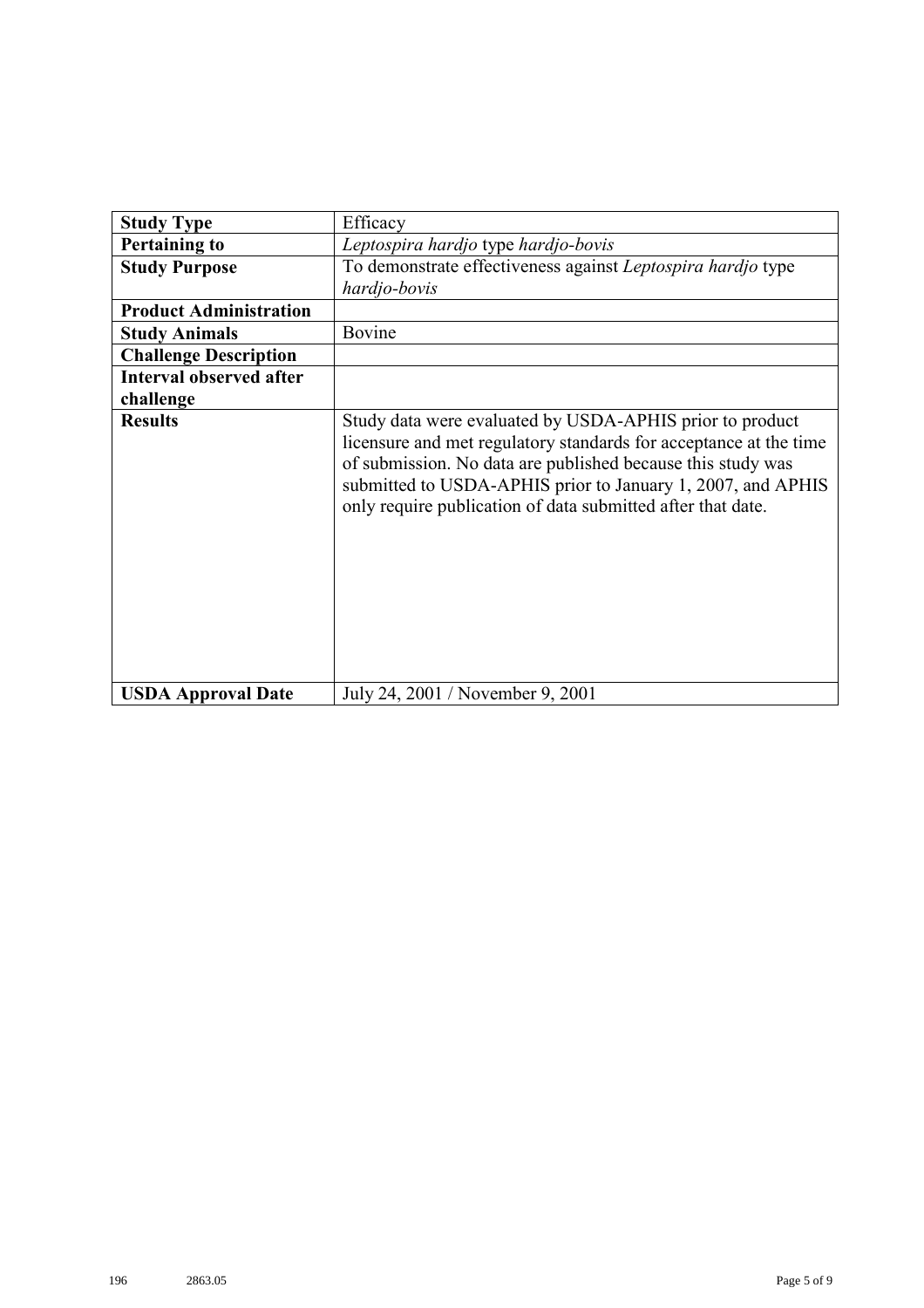| **Study Type** | Efficacy |
|---|---|
| **Pertaining to** | *Leptospira hardjo* type *hardjo-bovis* |
| **Study Purpose** | To demonstrate effectiveness against *Leptospira hardjo* type *hardjo-bovis* |
| **Product Administration** | |
| **Study Animals** | Bovine |
| **Challenge Description** | |
| **Interval observed after challenge** | |
| **Results** | Study data were evaluated by USDA-APHIS prior to product licensure and met regulatory standards for acceptance at the time of submission. No data are published because this study was submitted to USDA-APHIS prior to January 1, 2007, and APHIS only require publication of data submitted after that date. |
| **USDA Approval Date** | July 24, 2001 / November 9, 2001 |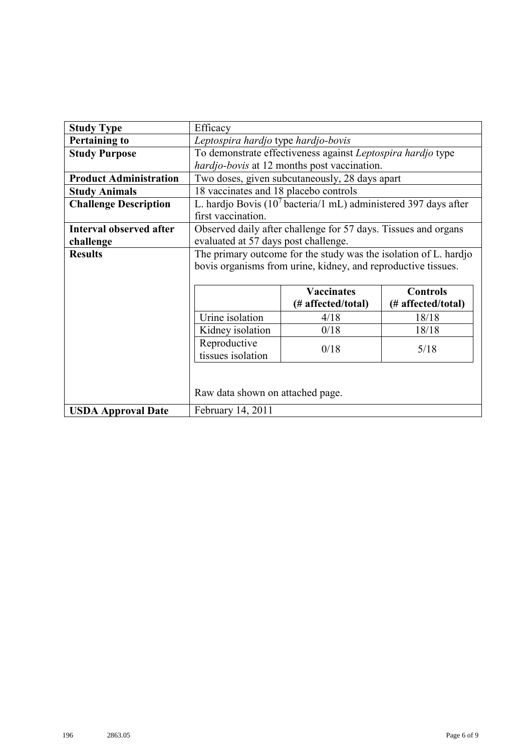| **Study Type** | Efficacy |
|---|---|
| **Pertaining to** | *Leptospira hardjo* type *hardjo-bovis* |
| **Study Purpose** | To demonstrate effectiveness against *Leptospira hardjo* type *hardjo-bovis* at 12 months post vaccination. |
| **Product Administration** | Two doses, given subcutaneously, 28 days apart |
| **Study Animals** | 18 vaccinates and 18 placebo controls |
| **Challenge Description** | L. hardjo Bovis ($10^7$ bacteria/1 mL) administered 397 days after first vaccination. |
| **Interval observed after challenge** | Observed daily after challenge for 57 days. Tissues and organs evaluated at 57 days post challenge. |
| **Results** | The primary outcome for the study was the isolation of L. hardjo bovis organisms from urine, kidney, and reproductive tissues. (see table below) Raw data shown on attached page. |
| **USDA Approval Date** | February 14, 2011 |

|  | **Vaccinates (# affected/total)** | **Controls (# affected/total)** |
|---|---|---|
| Urine isolation | 4/18 | 18/18 |
| Kidney isolation | 0/18 | 18/18 |
| Reproductive tissues isolation | 0/18 | 5/18 |

196 2863.05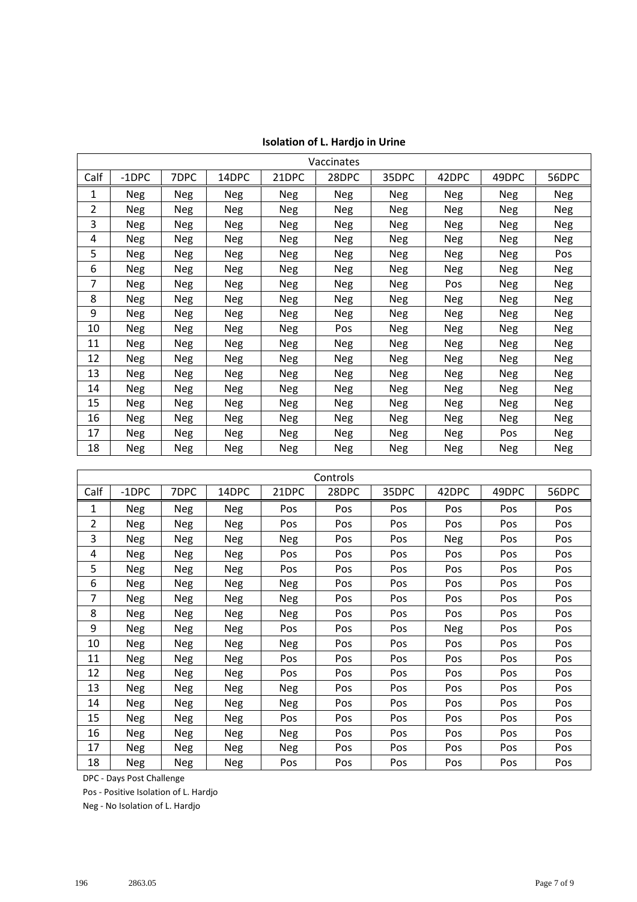**Isolation of L. Hardjo in Urine**

| Vaccinates | | | | | | | | | |
|---|---|---|---|---|---|---|---|---|---|
| Calf | -1DPC | 7DPC | 14DPC | 21DPC | 28DPC | 35DPC | 42DPC | 49DPC | 56DPC |
| 1 | Neg | Neg | Neg | Neg | Neg | Neg | Neg | Neg | Neg |
| 2 | Neg | Neg | Neg | Neg | Neg | Neg | Neg | Neg | Neg |
| 3 | Neg | Neg | Neg | Neg | Neg | Neg | Neg | Neg | Neg |
| 4 | Neg | Neg | Neg | Neg | Neg | Neg | Neg | Neg | Neg |
| 5 | Neg | Neg | Neg | Neg | Neg | Neg | Neg | Neg | Pos |
| 6 | Neg | Neg | Neg | Neg | Neg | Neg | Neg | Neg | Neg |
| 7 | Neg | Neg | Neg | Neg | Neg | Neg | Pos | Neg | Neg |
| 8 | Neg | Neg | Neg | Neg | Neg | Neg | Neg | Neg | Neg |
| 9 | Neg | Neg | Neg | Neg | Neg | Neg | Neg | Neg | Neg |
| 10 | Neg | Neg | Neg | Neg | Pos | Neg | Neg | Neg | Neg |
| 11 | Neg | Neg | Neg | Neg | Neg | Neg | Neg | Neg | Neg |
| 12 | Neg | Neg | Neg | Neg | Neg | Neg | Neg | Neg | Neg |
| 13 | Neg | Neg | Neg | Neg | Neg | Neg | Neg | Neg | Neg |
| 14 | Neg | Neg | Neg | Neg | Neg | Neg | Neg | Neg | Neg |
| 15 | Neg | Neg | Neg | Neg | Neg | Neg | Neg | Neg | Neg |
| 16 | Neg | Neg | Neg | Neg | Neg | Neg | Neg | Neg | Neg |
| 17 | Neg | Neg | Neg | Neg | Neg | Neg | Neg | Pos | Neg |
| 18 | Neg | Neg | Neg | Neg | Neg | Neg | Neg | Neg | Neg |

| Controls | | | | | | | | | |
|---|---|---|---|---|---|---|---|---|---|
| Calf | -1DPC | 7DPC | 14DPC | 21DPC | 28DPC | 35DPC | 42DPC | 49DPC | 56DPC |
| 1 | Neg | Neg | Neg | Pos | Pos | Pos | Pos | Pos | Pos |
| 2 | Neg | Neg | Neg | Pos | Pos | Pos | Pos | Pos | Pos |
| 3 | Neg | Neg | Neg | Neg | Pos | Pos | Neg | Pos | Pos |
| 4 | Neg | Neg | Neg | Pos | Pos | Pos | Pos | Pos | Pos |
| 5 | Neg | Neg | Neg | Pos | Pos | Pos | Pos | Pos | Pos |
| 6 | Neg | Neg | Neg | Neg | Pos | Pos | Pos | Pos | Pos |
| 7 | Neg | Neg | Neg | Neg | Pos | Pos | Pos | Pos | Pos |
| 8 | Neg | Neg | Neg | Neg | Pos | Pos | Pos | Pos | Pos |
| 9 | Neg | Neg | Neg | Pos | Pos | Pos | Neg | Pos | Pos |
| 10 | Neg | Neg | Neg | Neg | Pos | Pos | Pos | Pos | Pos |
| 11 | Neg | Neg | Neg | Pos | Pos | Pos | Pos | Pos | Pos |
| 12 | Neg | Neg | Neg | Pos | Pos | Pos | Pos | Pos | Pos |
| 13 | Neg | Neg | Neg | Neg | Pos | Pos | Pos | Pos | Pos |
| 14 | Neg | Neg | Neg | Neg | Pos | Pos | Pos | Pos | Pos |
| 15 | Neg | Neg | Neg | Pos | Pos | Pos | Pos | Pos | Pos |
| 16 | Neg | Neg | Neg | Neg | Pos | Pos | Pos | Pos | Pos |
| 17 | Neg | Neg | Neg | Neg | Pos | Pos | Pos | Pos | Pos |
| 18 | Neg | Neg | Neg | Pos | Pos | Pos | Pos | Pos | Pos |

DPC - Days Post Challenge

Pos - Positive Isolation of L. Hardjo

Neg - No Isolation of L. Hardjo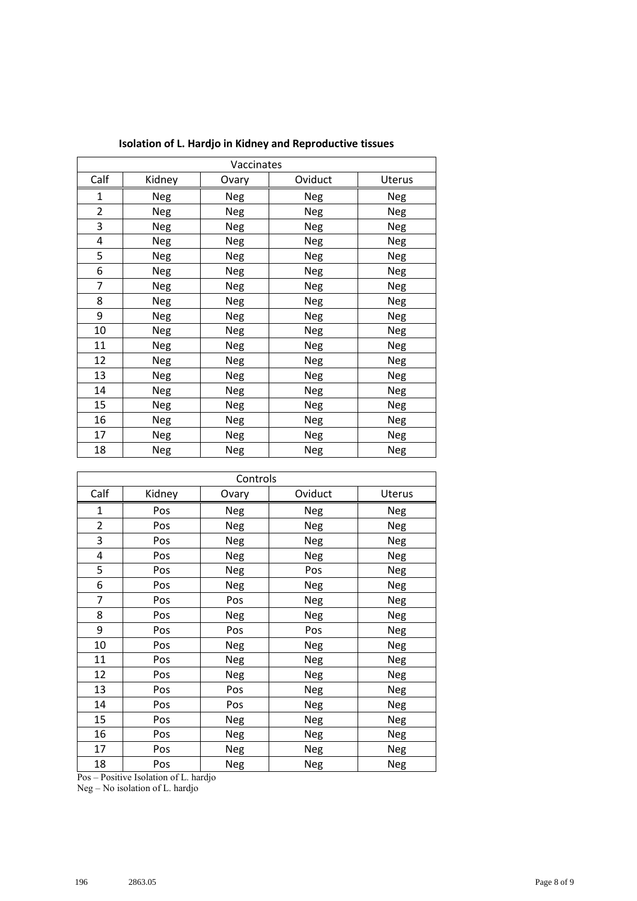**Isolation of L. Hardjo in Kidney and Reproductive tissues**

| Vaccinates | | | | |
|---|---|---|---|---|
| Calf | Kidney | Ovary | Oviduct | Uterus |
| 1 | Neg | Neg | Neg | Neg |
| 2 | Neg | Neg | Neg | Neg |
| 3 | Neg | Neg | Neg | Neg |
| 4 | Neg | Neg | Neg | Neg |
| 5 | Neg | Neg | Neg | Neg |
| 6 | Neg | Neg | Neg | Neg |
| 7 | Neg | Neg | Neg | Neg |
| 8 | Neg | Neg | Neg | Neg |
| 9 | Neg | Neg | Neg | Neg |
| 10 | Neg | Neg | Neg | Neg |
| 11 | Neg | Neg | Neg | Neg |
| 12 | Neg | Neg | Neg | Neg |
| 13 | Neg | Neg | Neg | Neg |
| 14 | Neg | Neg | Neg | Neg |
| 15 | Neg | Neg | Neg | Neg |
| 16 | Neg | Neg | Neg | Neg |
| 17 | Neg | Neg | Neg | Neg |
| 18 | Neg | Neg | Neg | Neg |

| Controls | | | | |
|---|---|---|---|---|
| Calf | Kidney | Ovary | Oviduct | Uterus |
| 1 | Pos | Neg | Neg | Neg |
| 2 | Pos | Neg | Neg | Neg |
| 3 | Pos | Neg | Neg | Neg |
| 4 | Pos | Neg | Neg | Neg |
| 5 | Pos | Neg | Pos | Neg |
| 6 | Pos | Neg | Neg | Neg |
| 7 | Pos | Pos | Neg | Neg |
| 8 | Pos | Neg | Neg | Neg |
| 9 | Pos | Pos | Pos | Neg |
| 10 | Pos | Neg | Neg | Neg |
| 11 | Pos | Neg | Neg | Neg |
| 12 | Pos | Neg | Neg | Neg |
| 13 | Pos | Pos | Neg | Neg |
| 14 | Pos | Pos | Neg | Neg |
| 15 | Pos | Neg | Neg | Neg |
| 16 | Pos | Neg | Neg | Neg |
| 17 | Pos | Neg | Neg | Neg |
| 18 | Pos | Neg | Neg | Neg |

Pos – Positive Isolation of L. hardjo
Neg – No isolation of L. hardjo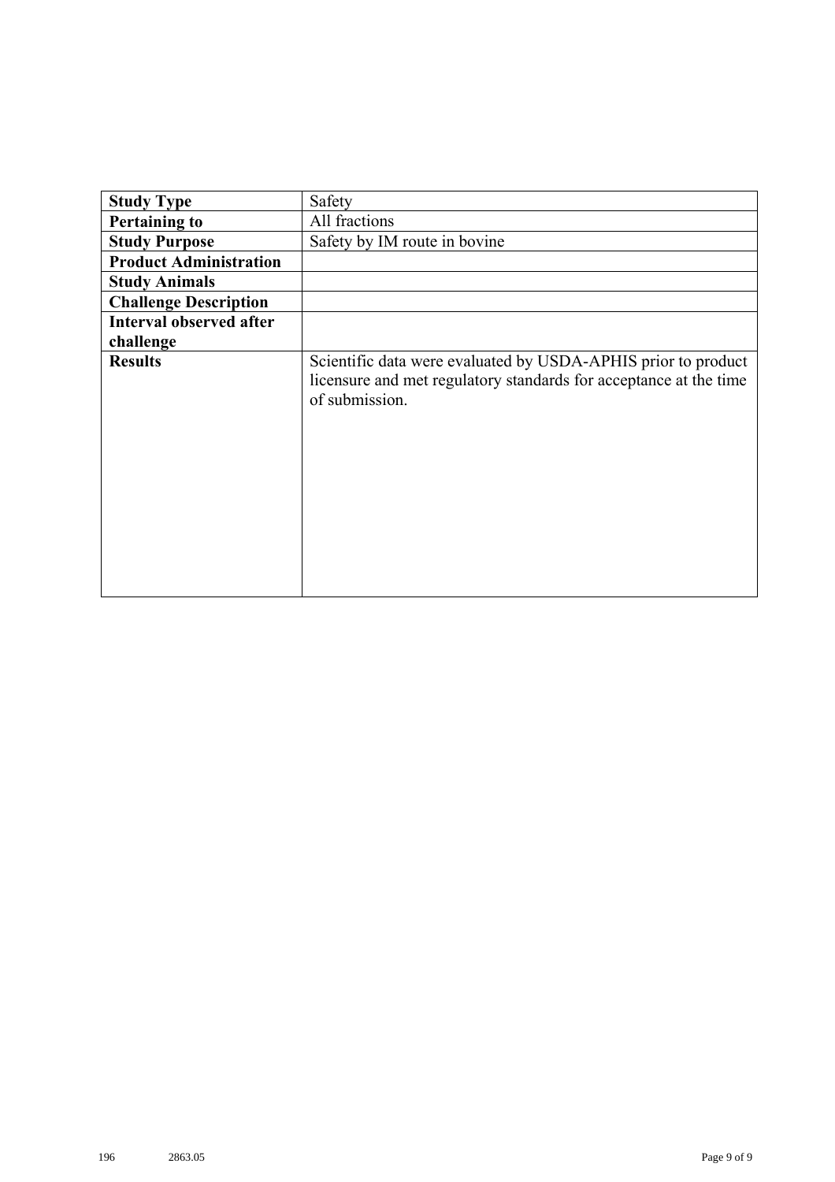| | |
|---|---|
| **Study Type** | Safety |
| **Pertaining to** | All fractions |
| **Study Purpose** | Safety by IM route in bovine |
| **Product Administration** | |
| **Study Animals** | |
| **Challenge Description** | |
| **Interval observed after challenge** | |
| **Results** | Scientific data were evaluated by USDA-APHIS prior to product licensure and met regulatory standards for acceptance at the time of submission. |